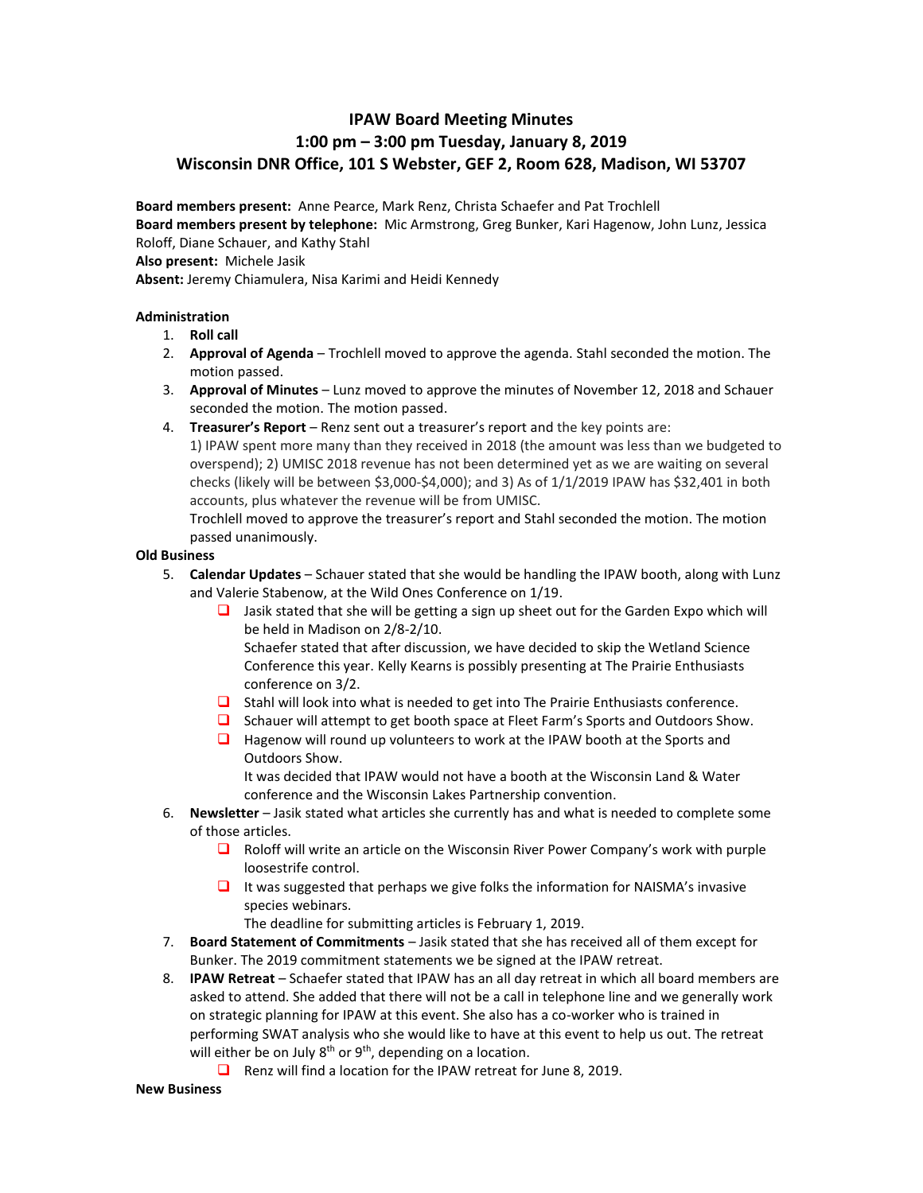# IPAW Board Meeting Minutes

## 1:00 pm – 3:00 pm Tuesday, January 8, 2019

## Wisconsin DNR Office, 101 S Webster, GEF 2, Room 628, Madison, WI 53707

**Board members present:** Anne Pearce, Mark Renz, Christa Schaefer and Pat Trochlell
**Board members present by telephone:** Mic Armstrong, Greg Bunker, Kari Hagenow, John Lunz, Jessica Roloff, Diane Schauer, and Kathy Stahl
**Also present:** Michele Jasik
**Absent:** Jeremy Chiamulera, Nisa Karimi and Heidi Kennedy

**Administration**

1. **Roll call**
2. **Approval of Agenda** – Trochlell moved to approve the agenda. Stahl seconded the motion. The motion passed.
3. **Approval of Minutes** – Lunz moved to approve the minutes of November 12, 2018 and Schauer seconded the motion. The motion passed.
4. **Treasurer's Report** – Renz sent out a treasurer's report and the key points are:
   1) IPAW spent more many than they received in 2018 (the amount was less than we budgeted to overspend); 2) UMISC 2018 revenue has not been determined yet as we are waiting on several checks (likely will be between $3,000-$4,000); and 3) As of 1/1/2019 IPAW has $32,401 in both accounts, plus whatever the revenue will be from UMISC.
   Trochlell moved to approve the treasurer's report and Stahl seconded the motion. The motion passed unanimously.

**Old Business**

5. **Calendar Updates** – Schauer stated that she would be handling the IPAW booth, along with Lunz and Valerie Stabenow, at the Wild Ones Conference on 1/19.
   - ❑ Jasik stated that she will be getting a sign up sheet out for the Garden Expo which will be held in Madison on 2/8-2/10.
     Schaefer stated that after discussion, we have decided to skip the Wetland Science Conference this year. Kelly Kearns is possibly presenting at The Prairie Enthusiasts conference on 3/2.
   - ❑ Stahl will look into what is needed to get into The Prairie Enthusiasts conference.
   - ❑ Schauer will attempt to get booth space at Fleet Farm's Sports and Outdoors Show.
   - ❑ Hagenow will round up volunteers to work at the IPAW booth at the Sports and Outdoors Show.
     It was decided that IPAW would not have a booth at the Wisconsin Land & Water conference and the Wisconsin Lakes Partnership convention.
6. **Newsletter** – Jasik stated what articles she currently has and what is needed to complete some of those articles.
   - ❑ Roloff will write an article on the Wisconsin River Power Company's work with purple loosestrife control.
   - ❑ It was suggested that perhaps we give folks the information for NAISMA's invasive species webinars.
     The deadline for submitting articles is February 1, 2019.
7. **Board Statement of Commitments** – Jasik stated that she has received all of them except for Bunker. The 2019 commitment statements we be signed at the IPAW retreat.
8. **IPAW Retreat** – Schaefer stated that IPAW has an all day retreat in which all board members are asked to attend. She added that there will not be a call in telephone line and we generally work on strategic planning for IPAW at this event. She also has a co-worker who is trained in performing SWAT analysis who she would like to have at this event to help us out. The retreat will either be on July 8th or 9th, depending on a location.
   - ❑ Renz will find a location for the IPAW retreat for June 8, 2019.

**New Business**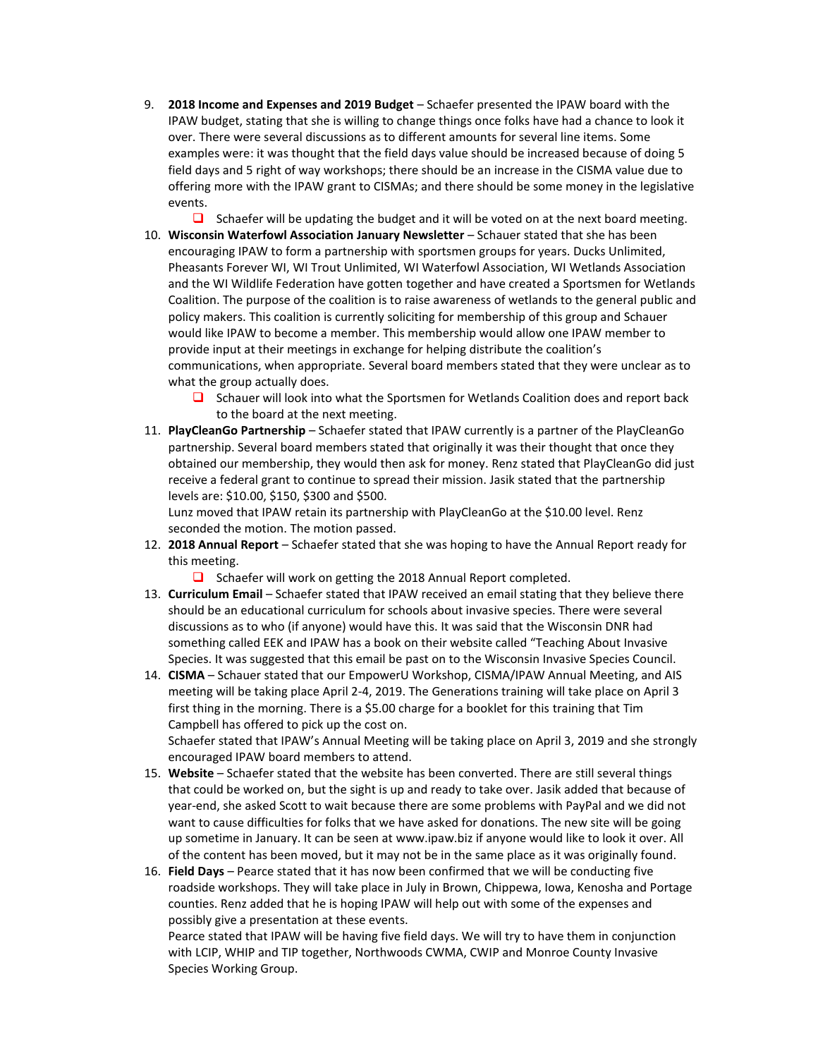9. **2018 Income and Expenses and 2019 Budget** – Schaefer presented the IPAW board with the IPAW budget, stating that she is willing to change things once folks have had a chance to look it over. There were several discussions as to different amounts for several line items. Some examples were: it was thought that the field days value should be increased because of doing 5 field days and 5 right of way workshops; there should be an increase in the CISMA value due to offering more with the IPAW grant to CISMAs; and there should be some money in the legislative events.
   - ❑ Schaefer will be updating the budget and it will be voted on at the next board meeting.
10. **Wisconsin Waterfowl Association January Newsletter** – Schauer stated that she has been encouraging IPAW to form a partnership with sportsmen groups for years. Ducks Unlimited, Pheasants Forever WI, WI Trout Unlimited, WI Waterfowl Association, WI Wetlands Association and the WI Wildlife Federation have gotten together and have created a Sportsmen for Wetlands Coalition. The purpose of the coalition is to raise awareness of wetlands to the general public and policy makers. This coalition is currently soliciting for membership of this group and Schauer would like IPAW to become a member. This membership would allow one IPAW member to provide input at their meetings in exchange for helping distribute the coalition's communications, when appropriate. Several board members stated that they were unclear as to what the group actually does.
    - ❑ Schauer will look into what the Sportsmen for Wetlands Coalition does and report back to the board at the next meeting.
11. **PlayCleanGo Partnership** – Schaefer stated that IPAW currently is a partner of the PlayCleanGo partnership. Several board members stated that originally it was their thought that once they obtained our membership, they would then ask for money. Renz stated that PlayCleanGo did just receive a federal grant to continue to spread their mission. Jasik stated that the partnership levels are: $10.00, $150, $300 and $500.
    Lunz moved that IPAW retain its partnership with PlayCleanGo at the $10.00 level. Renz seconded the motion. The motion passed.
12. **2018 Annual Report** – Schaefer stated that she was hoping to have the Annual Report ready for this meeting.
    - ❑ Schaefer will work on getting the 2018 Annual Report completed.
13. **Curriculum Email** – Schaefer stated that IPAW received an email stating that they believe there should be an educational curriculum for schools about invasive species. There were several discussions as to who (if anyone) would have this. It was said that the Wisconsin DNR had something called EEK and IPAW has a book on their website called "Teaching About Invasive Species. It was suggested that this email be past on to the Wisconsin Invasive Species Council.
14. **CISMA** – Schauer stated that our EmpowerU Workshop, CISMA/IPAW Annual Meeting, and AIS meeting will be taking place April 2-4, 2019. The Generations training will take place on April 3 first thing in the morning. There is a $5.00 charge for a booklet for this training that Tim Campbell has offered to pick up the cost on.
    Schaefer stated that IPAW's Annual Meeting will be taking place on April 3, 2019 and she strongly encouraged IPAW board members to attend.
15. **Website** – Schaefer stated that the website has been converted. There are still several things that could be worked on, but the sight is up and ready to take over. Jasik added that because of year-end, she asked Scott to wait because there are some problems with PayPal and we did not want to cause difficulties for folks that we have asked for donations. The new site will be going up sometime in January. It can be seen at www.ipaw.biz if anyone would like to look it over. All of the content has been moved, but it may not be in the same place as it was originally found.
16. **Field Days** – Pearce stated that it has now been confirmed that we will be conducting five roadside workshops. They will take place in July in Brown, Chippewa, Iowa, Kenosha and Portage counties. Renz added that he is hoping IPAW will help out with some of the expenses and possibly give a presentation at these events.
    Pearce stated that IPAW will be having five field days. We will try to have them in conjunction with LCIP, WHIP and TIP together, Northwoods CWMA, CWIP and Monroe County Invasive Species Working Group.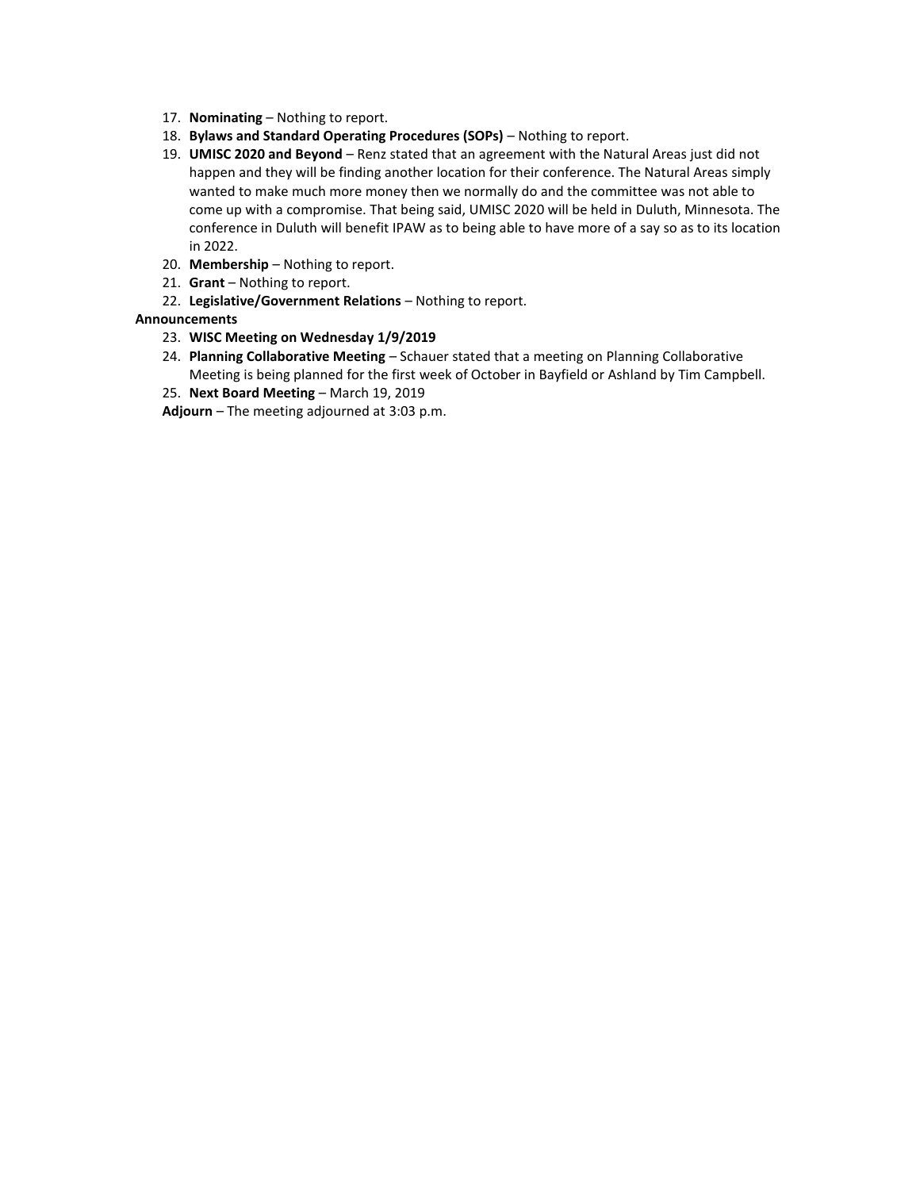17. **Nominating** – Nothing to report.
18. **Bylaws and Standard Operating Procedures (SOPs)** – Nothing to report.
19. **UMISC 2020 and Beyond** – Renz stated that an agreement with the Natural Areas just did not happen and they will be finding another location for their conference. The Natural Areas simply wanted to make much more money then we normally do and the committee was not able to come up with a compromise. That being said, UMISC 2020 will be held in Duluth, Minnesota. The conference in Duluth will benefit IPAW as to being able to have more of a say so as to its location in 2022.
20. **Membership** – Nothing to report.
21. **Grant** – Nothing to report.
22. **Legislative/Government Relations** – Nothing to report.

**Announcements**

23. **WISC Meeting on Wednesday 1/9/2019**
24. **Planning Collaborative Meeting** – Schauer stated that a meeting on Planning Collaborative Meeting is being planned for the first week of October in Bayfield or Ashland by Tim Campbell.
25. **Next Board Meeting** – March 19, 2019

**Adjourn** – The meeting adjourned at 3:03 p.m.